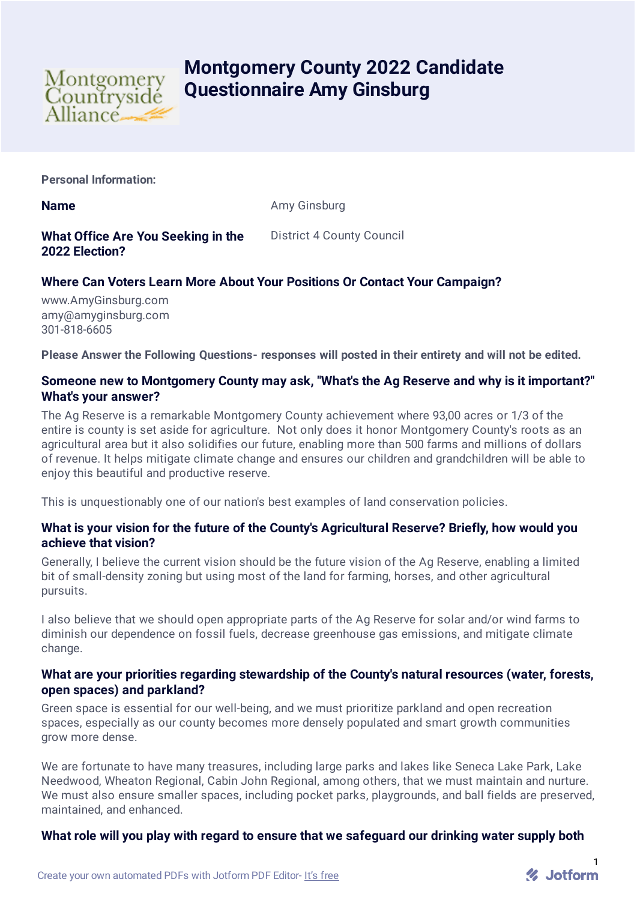# Montgomery County 2022 Candidate Questionnaire Amy Ginsburg

**Personal Information:**

**Name** Amy Ginsburg

**What Office Are You Seeking in the 2022 Election?** District 4 County Council

### Where Can Voters Learn More About Your Positions Or Contact Your Campaign?

www.AmyGinsburg.com
amy@amyginsburg.com
301-818-6605

**Please Answer the Following Questions- responses will posted in their entirety and will not be edited.**

### Someone new to Montgomery County may ask, "What's the Ag Reserve and why is it important?" What's your answer?

The Ag Reserve is a remarkable Montgomery County achievement where 93,00 acres or 1/3 of the entire is county is set aside for agriculture. Not only does it honor Montgomery County's roots as an agricultural area but it also solidifies our future, enabling more than 500 farms and millions of dollars of revenue. It helps mitigate climate change and ensures our children and grandchildren will be able to enjoy this beautiful and productive reserve.

This is unquestionably one of our nation's best examples of land conservation policies.

### What is your vision for the future of the County's Agricultural Reserve? Briefly, how would you achieve that vision?

Generally, I believe the current vision should be the future vision of the Ag Reserve, enabling a limited bit of small-density zoning but using most of the land for farming, horses, and other agricultural pursuits.

I also believe that we should open appropriate parts of the Ag Reserve for solar and/or wind farms to diminish our dependence on fossil fuels, decrease greenhouse gas emissions, and mitigate climate change.

### What are your priorities regarding stewardship of the County's natural resources (water, forests, open spaces) and parkland?

Green space is essential for our well-being, and we must prioritize parkland and open recreation spaces, especially as our county becomes more densely populated and smart growth communities grow more dense.

We are fortunate to have many treasures, including large parks and lakes like Seneca Lake Park, Lake Needwood, Wheaton Regional, Cabin John Regional, among others, that we must maintain and nurture. We must also ensure smaller spaces, including pocket parks, playgrounds, and ball fields are preserved, maintained, and enhanced.

### What role will you play with regard to ensure that we safeguard our drinking water supply both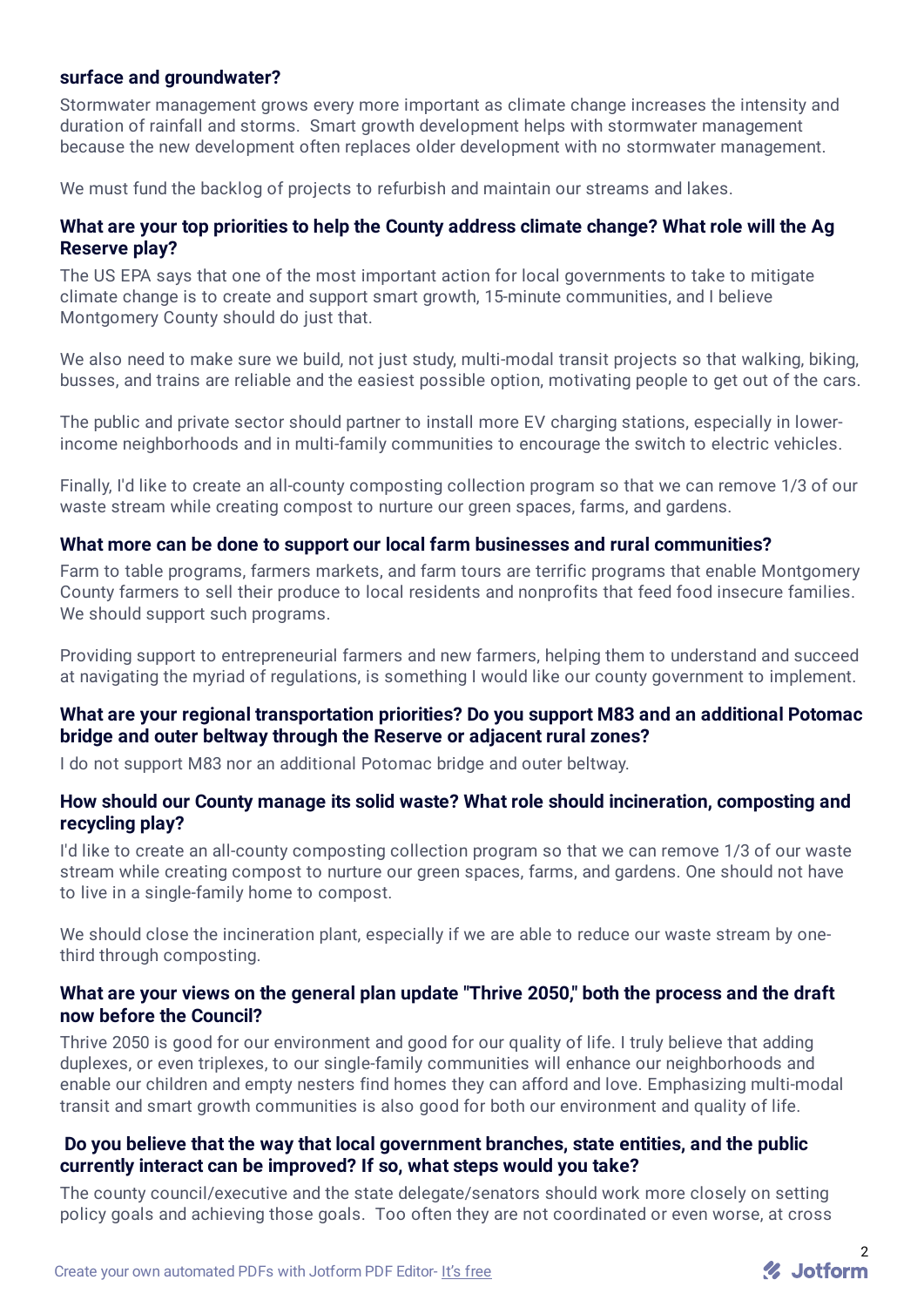**surface and groundwater?**

Stormwater management grows every more important as climate change increases the intensity and duration of rainfall and storms. Smart growth development helps with stormwater management because the new development often replaces older development with no stormwater management.

We must fund the backlog of projects to refurbish and maintain our streams and lakes.

**What are your top priorities to help the County address climate change? What role will the Ag Reserve play?**

The US EPA says that one of the most important action for local governments to take to mitigate climate change is to create and support smart growth, 15-minute communities, and I believe Montgomery County should do just that.

We also need to make sure we build, not just study, multi-modal transit projects so that walking, biking, busses, and trains are reliable and the easiest possible option, motivating people to get out of the cars.

The public and private sector should partner to install more EV charging stations, especially in lower-income neighborhoods and in multi-family communities to encourage the switch to electric vehicles.

Finally, I'd like to create an all-county composting collection program so that we can remove 1/3 of our waste stream while creating compost to nurture our green spaces, farms, and gardens.

**What more can be done to support our local farm businesses and rural communities?**

Farm to table programs, farmers markets, and farm tours are terrific programs that enable Montgomery County farmers to sell their produce to local residents and nonprofits that feed food insecure families. We should support such programs.

Providing support to entrepreneurial farmers and new farmers, helping them to understand and succeed at navigating the myriad of regulations, is something I would like our county government to implement.

**What are your regional transportation priorities? Do you support M83 and an additional Potomac bridge and outer beltway through the Reserve or adjacent rural zones?**

I do not support M83 nor an additional Potomac bridge and outer beltway.

**How should our County manage its solid waste? What role should incineration, composting and recycling play?**

I'd like to create an all-county composting collection program so that we can remove 1/3 of our waste stream while creating compost to nurture our green spaces, farms, and gardens. One should not have to live in a single-family home to compost.

We should close the incineration plant, especially if we are able to reduce our waste stream by one-third through composting.

**What are your views on the general plan update "Thrive 2050," both the process and the draft now before the Council?**

Thrive 2050 is good for our environment and good for our quality of life. I truly believe that adding duplexes, or even triplexes, to our single-family communities will enhance our neighborhoods and enable our children and empty nesters find homes they can afford and love. Emphasizing multi-modal transit and smart growth communities is also good for both our environment and quality of life.

**Do you believe that the way that local government branches, state entities, and the public currently interact can be improved? If so, what steps would you take?**

The county council/executive and the state delegate/senators should work more closely on setting policy goals and achieving those goals. Too often they are not coordinated or even worse, at cross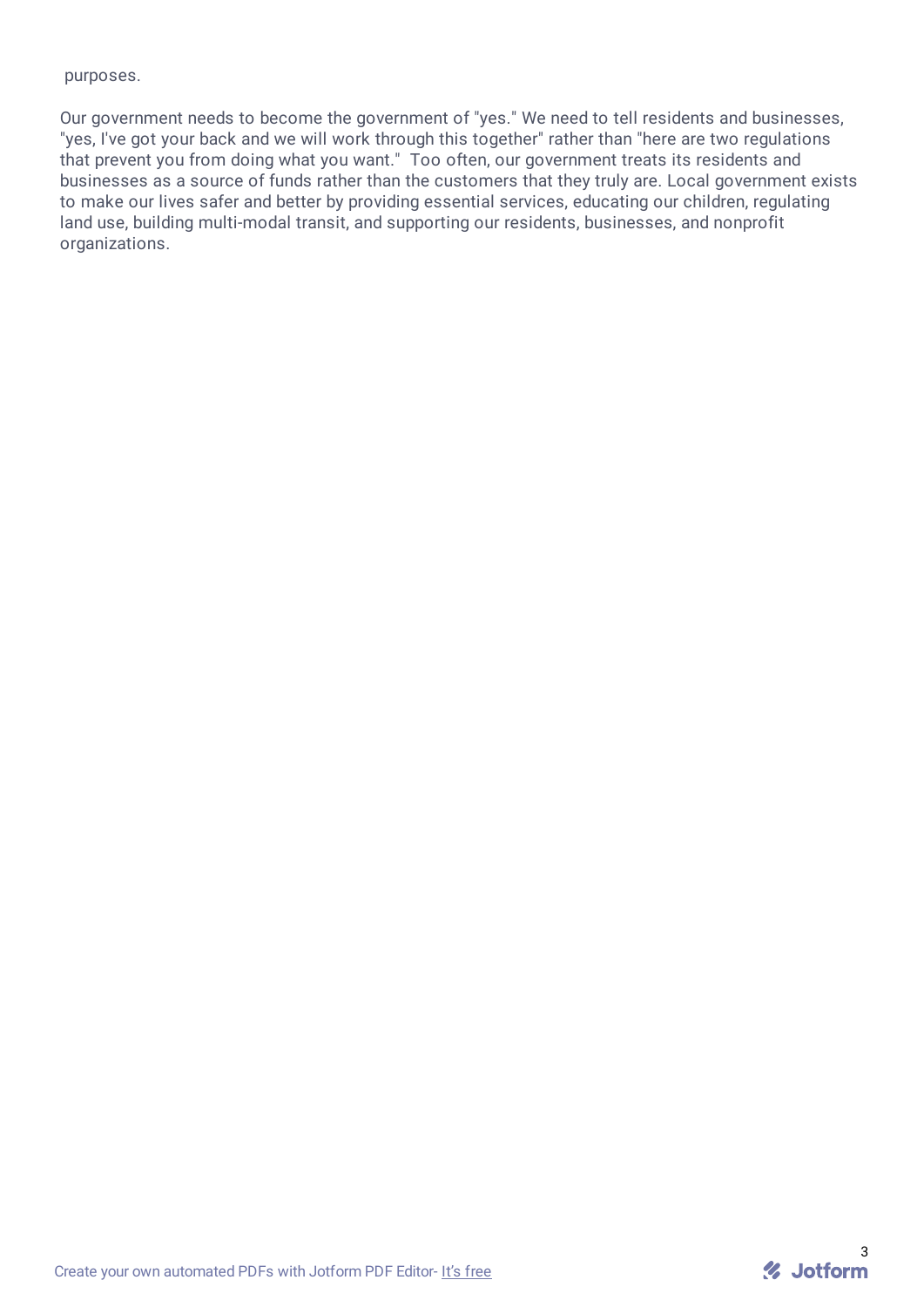purposes.

Our government needs to become the government of "yes." We need to tell residents and businesses, "yes, I've got your back and we will work through this together" rather than "here are two regulations that prevent you from doing what you want." Too often, our government treats its residents and businesses as a source of funds rather than the customers that they truly are. Local government exists to make our lives safer and better by providing essential services, educating our children, regulating land use, building multi-modal transit, and supporting our residents, businesses, and nonprofit organizations.